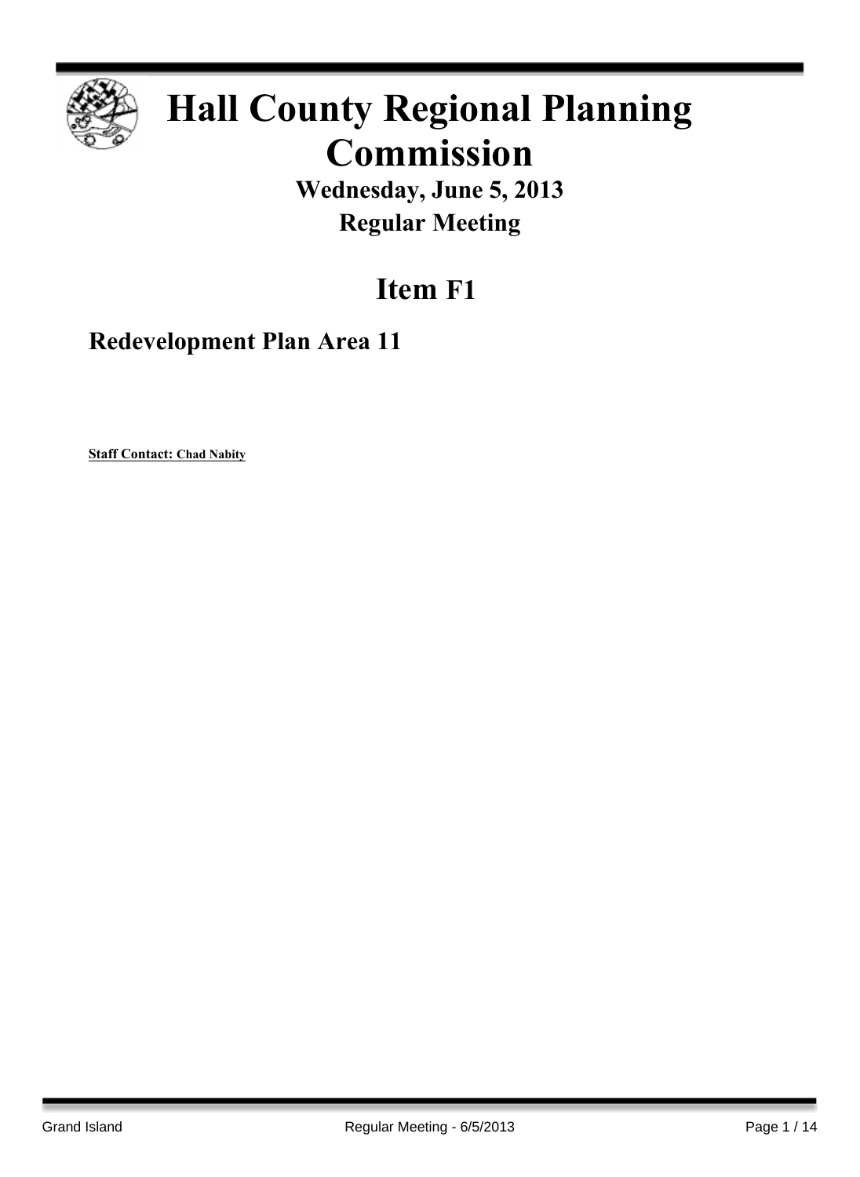# Hall County Regional Planning Commission

**Wednesday, June 5, 2013**

**Regular Meeting**

## Item F1

### Redevelopment Plan Area 11

**Staff Contact: Chad Nabity**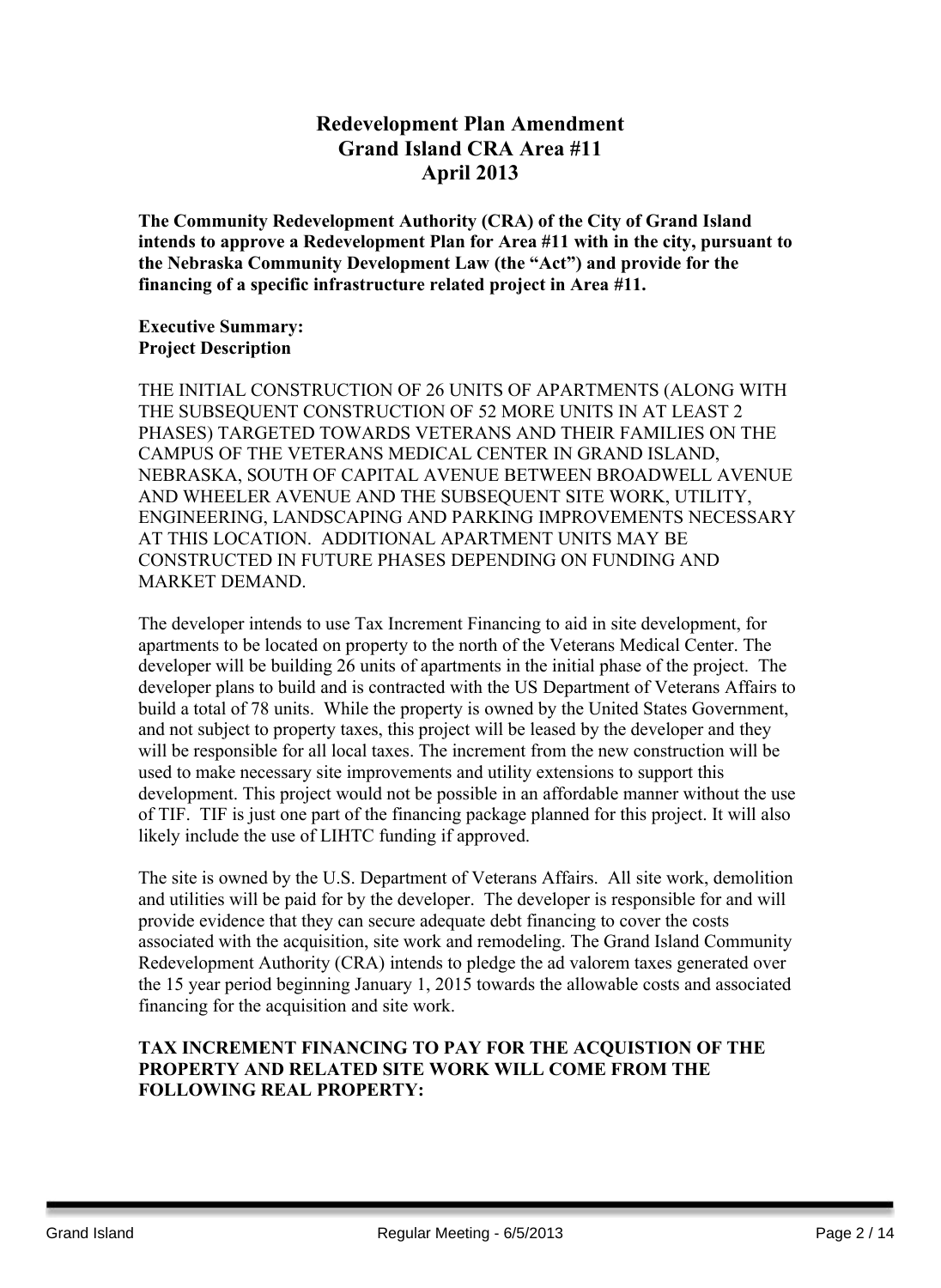# Redevelopment Plan Amendment
# Grand Island CRA Area #11
# April 2013

**The Community Redevelopment Authority (CRA) of the City of Grand Island intends to approve a Redevelopment Plan for Area #11 with in the city, pursuant to the Nebraska Community Development Law (the "Act") and provide for the financing of a specific infrastructure related project in Area #11.**

**Executive Summary:**
**Project Description**

THE INITIAL CONSTRUCTION OF 26 UNITS OF APARTMENTS (ALONG WITH THE SUBSEQUENT CONSTRUCTION OF 52 MORE UNITS IN AT LEAST 2 PHASES) TARGETED TOWARDS VETERANS AND THEIR FAMILIES ON THE CAMPUS OF THE VETERANS MEDICAL CENTER IN GRAND ISLAND, NEBRASKA, SOUTH OF CAPITAL AVENUE BETWEEN BROADWELL AVENUE AND WHEELER AVENUE AND THE SUBSEQUENT SITE WORK, UTILITY, ENGINEERING, LANDSCAPING AND PARKING IMPROVEMENTS NECESSARY AT THIS LOCATION. ADDITIONAL APARTMENT UNITS MAY BE CONSTRUCTED IN FUTURE PHASES DEPENDING ON FUNDING AND MARKET DEMAND.

The developer intends to use Tax Increment Financing to aid in site development, for apartments to be located on property to the north of the Veterans Medical Center. The developer will be building 26 units of apartments in the initial phase of the project. The developer plans to build and is contracted with the US Department of Veterans Affairs to build a total of 78 units. While the property is owned by the United States Government, and not subject to property taxes, this project will be leased by the developer and they will be responsible for all local taxes. The increment from the new construction will be used to make necessary site improvements and utility extensions to support this development. This project would not be possible in an affordable manner without the use of TIF. TIF is just one part of the financing package planned for this project. It will also likely include the use of LIHTC funding if approved.

The site is owned by the U.S. Department of Veterans Affairs. All site work, demolition and utilities will be paid for by the developer. The developer is responsible for and will provide evidence that they can secure adequate debt financing to cover the costs associated with the acquisition, site work and remodeling. The Grand Island Community Redevelopment Authority (CRA) intends to pledge the ad valorem taxes generated over the 15 year period beginning January 1, 2015 towards the allowable costs and associated financing for the acquisition and site work.

**TAX INCREMENT FINANCING TO PAY FOR THE ACQUISTION OF THE PROPERTY AND RELATED SITE WORK WILL COME FROM THE FOLLOWING REAL PROPERTY:**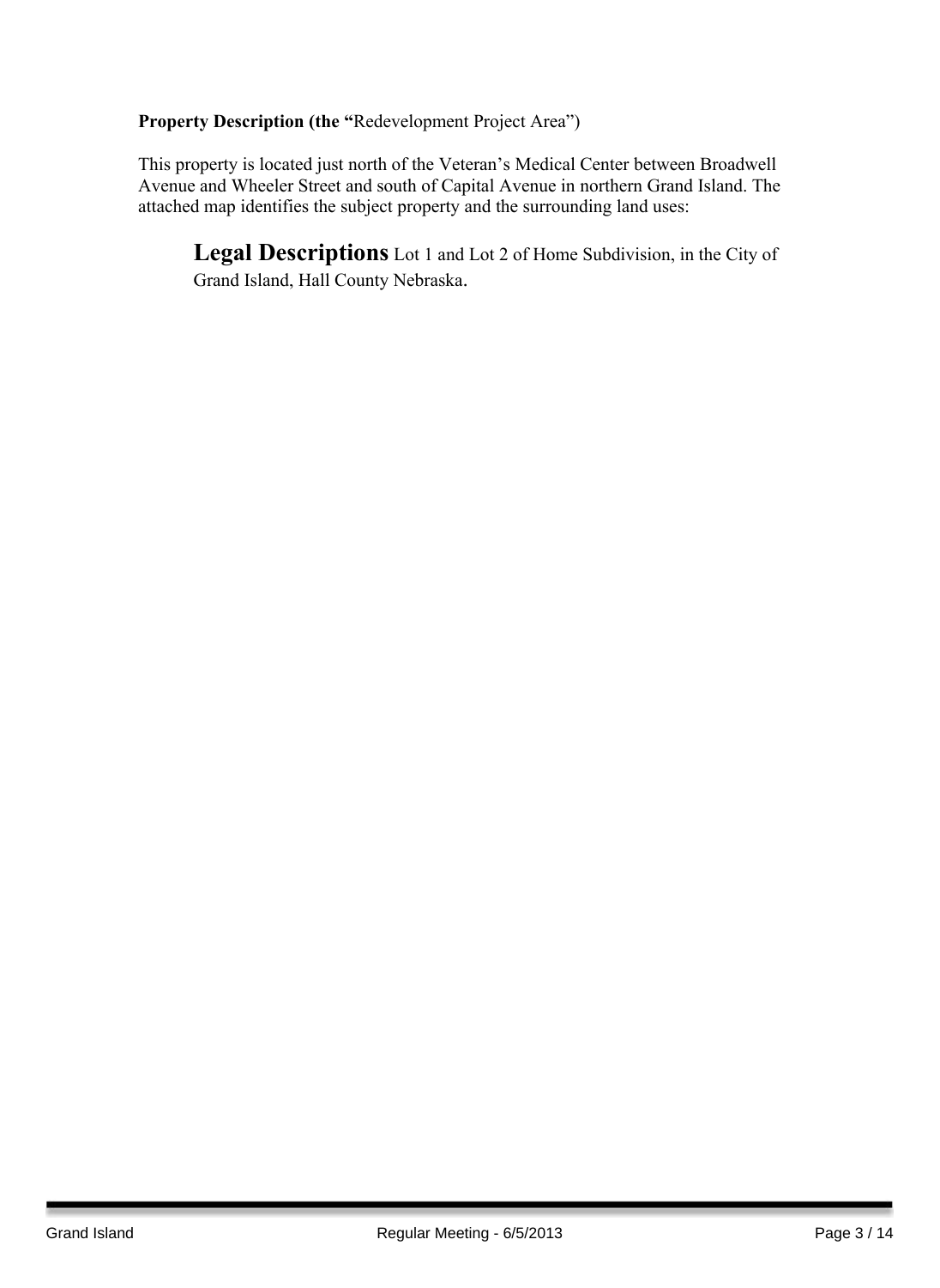**Property Description (the "**Redevelopment Project Area")

This property is located just north of the Veteran's Medical Center between Broadwell Avenue and Wheeler Street and south of Capital Avenue in northern Grand Island. The attached map identifies the subject property and the surrounding land uses:

**Legal Descriptions** Lot 1 and Lot 2 of Home Subdivision, in the City of Grand Island, Hall County Nebraska.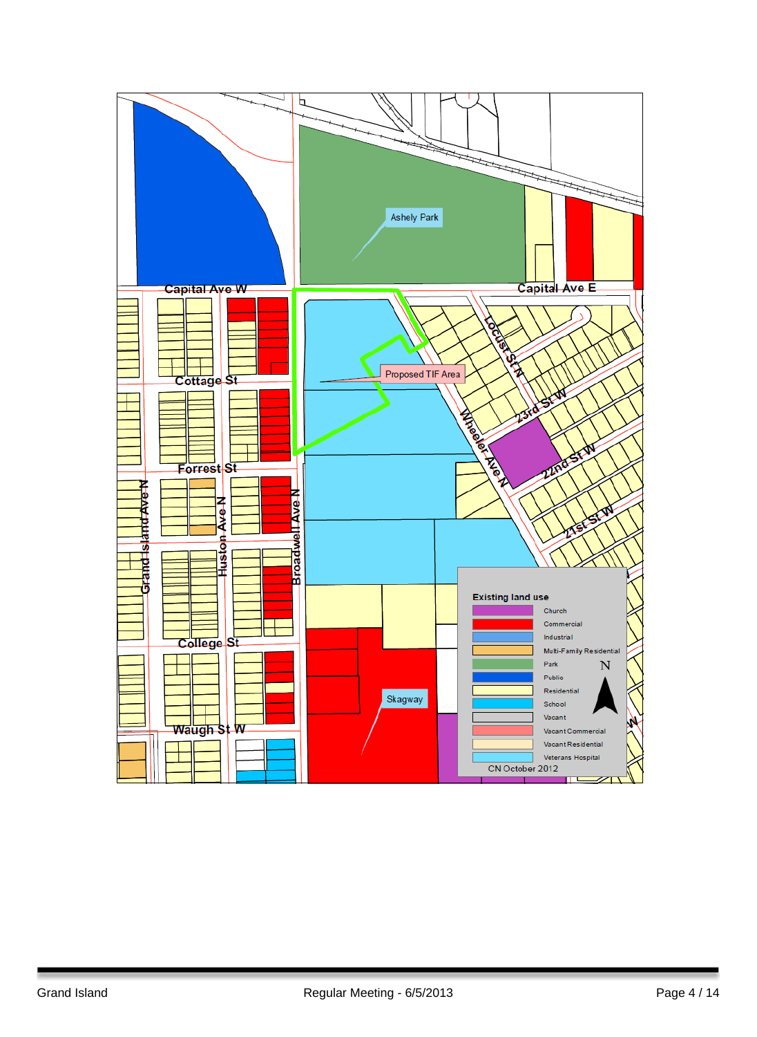Ashely Park

Capital Ave W

Capital Ave E

Proposed TIF Area

Cottage St

Forrest St

College St

Waugh St W

Locust St N

Wheeler Ave N

23rd St W

22nd St W

21st St W

Grand Island Ave N

Huston Ave N

Broadwell Ave N

Skagway

**Existing land use**

- Church
- Commercial
- Industrial
- Multi-Family Residential
- Park
- Public
- Residential
- School
- Vacant
- Vacant Commercial
- Vacant Residential
- Veterans Hospital

N

CN October 2012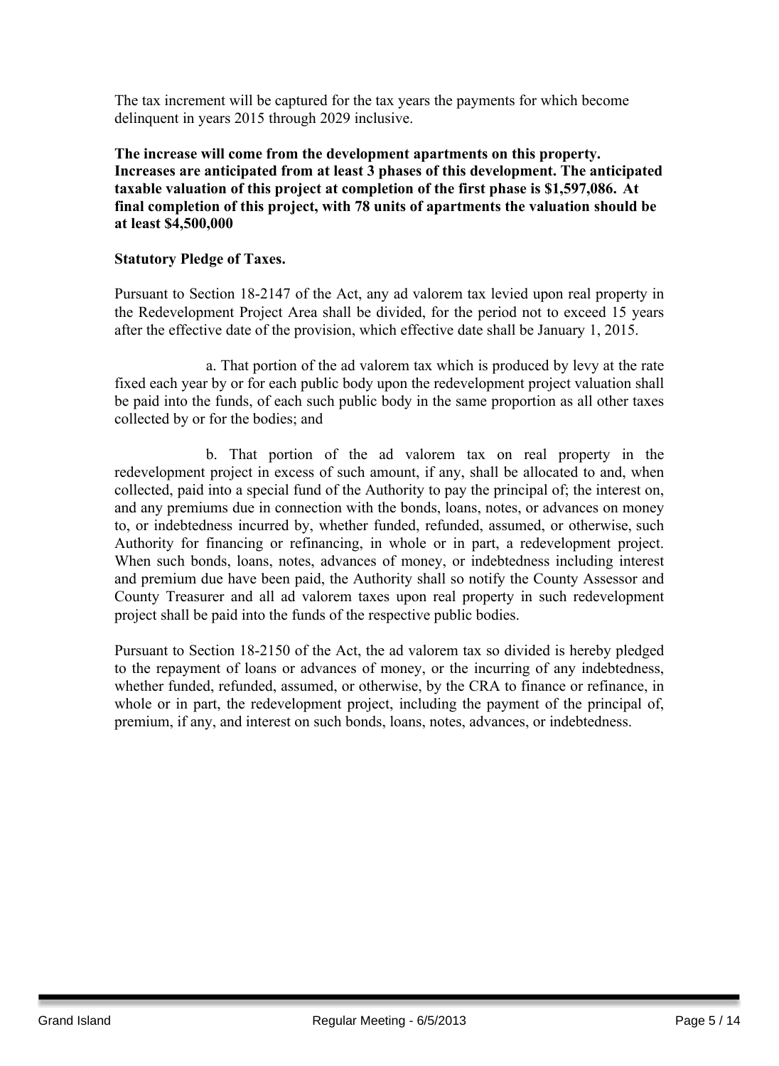The tax increment will be captured for the tax years the payments for which become delinquent in years 2015 through 2029 inclusive.

**The increase will come from the development apartments on this property. Increases are anticipated from at least 3 phases of this development. The anticipated taxable valuation of this project at completion of the first phase is $1,597,086. At final completion of this project, with 78 units of apartments the valuation should be at least $4,500,000**

**Statutory Pledge of Taxes.**

Pursuant to Section 18-2147 of the Act, any ad valorem tax levied upon real property in the Redevelopment Project Area shall be divided, for the period not to exceed 15 years after the effective date of the provision, which effective date shall be January 1, 2015.

a. That portion of the ad valorem tax which is produced by levy at the rate fixed each year by or for each public body upon the redevelopment project valuation shall be paid into the funds, of each such public body in the same proportion as all other taxes collected by or for the bodies; and

b. That portion of the ad valorem tax on real property in the redevelopment project in excess of such amount, if any, shall be allocated to and, when collected, paid into a special fund of the Authority to pay the principal of; the interest on, and any premiums due in connection with the bonds, loans, notes, or advances on money to, or indebtedness incurred by, whether funded, refunded, assumed, or otherwise, such Authority for financing or refinancing, in whole or in part, a redevelopment project. When such bonds, loans, notes, advances of money, or indebtedness including interest and premium due have been paid, the Authority shall so notify the County Assessor and County Treasurer and all ad valorem taxes upon real property in such redevelopment project shall be paid into the funds of the respective public bodies.

Pursuant to Section 18-2150 of the Act, the ad valorem tax so divided is hereby pledged to the repayment of loans or advances of money, or the incurring of any indebtedness, whether funded, refunded, assumed, or otherwise, by the CRA to finance or refinance, in whole or in part, the redevelopment project, including the payment of the principal of, premium, if any, and interest on such bonds, loans, notes, advances, or indebtedness.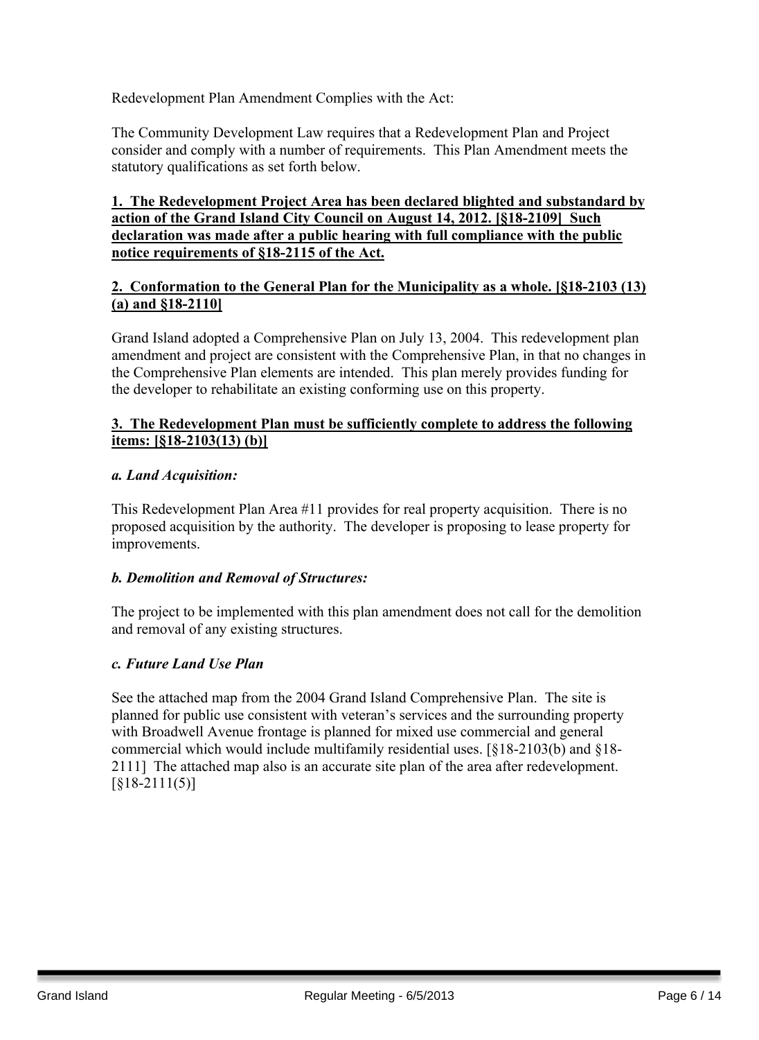Redevelopment Plan Amendment Complies with the Act:

The Community Development Law requires that a Redevelopment Plan and Project consider and comply with a number of requirements. This Plan Amendment meets the statutory qualifications as set forth below.

**1. The Redevelopment Project Area has been declared blighted and substandard by action of the Grand Island City Council on August 14, 2012. [§18-2109] Such declaration was made after a public hearing with full compliance with the public notice requirements of §18-2115 of the Act.**

**2. Conformation to the General Plan for the Municipality as a whole. [§18-2103 (13) (a) and §18-2110]**

Grand Island adopted a Comprehensive Plan on July 13, 2004. This redevelopment plan amendment and project are consistent with the Comprehensive Plan, in that no changes in the Comprehensive Plan elements are intended. This plan merely provides funding for the developer to rehabilitate an existing conforming use on this property.

**3. The Redevelopment Plan must be sufficiently complete to address the following items: [§18-2103(13) (b)]**

***a. Land Acquisition:***

This Redevelopment Plan Area #11 provides for real property acquisition. There is no proposed acquisition by the authority. The developer is proposing to lease property for improvements.

***b. Demolition and Removal of Structures:***

The project to be implemented with this plan amendment does not call for the demolition and removal of any existing structures.

***c. Future Land Use Plan***

See the attached map from the 2004 Grand Island Comprehensive Plan. The site is planned for public use consistent with veteran's services and the surrounding property with Broadwell Avenue frontage is planned for mixed use commercial and general commercial which would include multifamily residential uses. [§18-2103(b) and §18-2111] The attached map also is an accurate site plan of the area after redevelopment. [§18-2111(5)]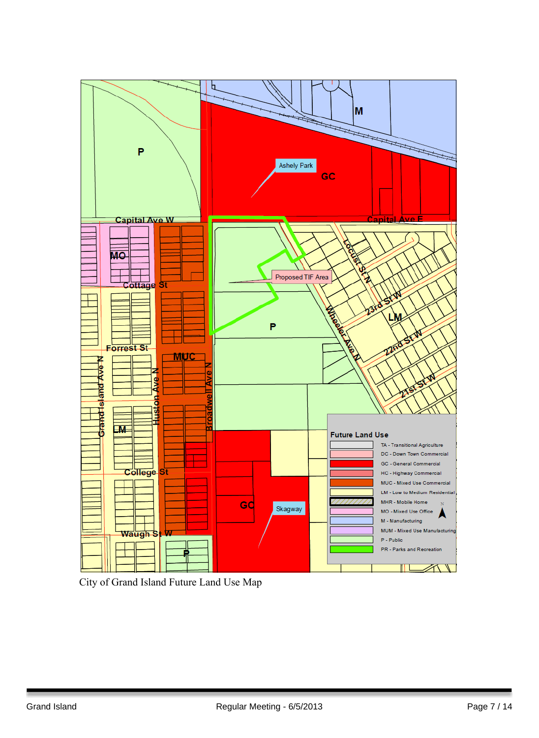P

Ashely Park

GC

M

Capital Ave W

Capital Ave E

MO

Cottage St

Proposed TIF Area

Locust St N

23rd St W

LM

P

Forrest St

MUC

Wheeler Ave N

22nd St W

21st St W

Grand Island Ave N

Huston Ave N

Broadwell Ave N

LM

College St

GC

Skagway

Waugh St W

P

**Future Land Use**

- TA - Transitional Agriculture
- DC - Down Town Commercial
- GC - General Commercial
- HC - Highway Commercial
- MUC - Mixed Use Commercial
- LM - Low to Medium Residential
- MHR - Mobile Home
- MO - Mixed Use Office
- M - Manufacturing
- MUM - Mixed Use Manufacturing
- P - Public
- PR - Parks and Recreation

City of Grand Island Future Land Use Map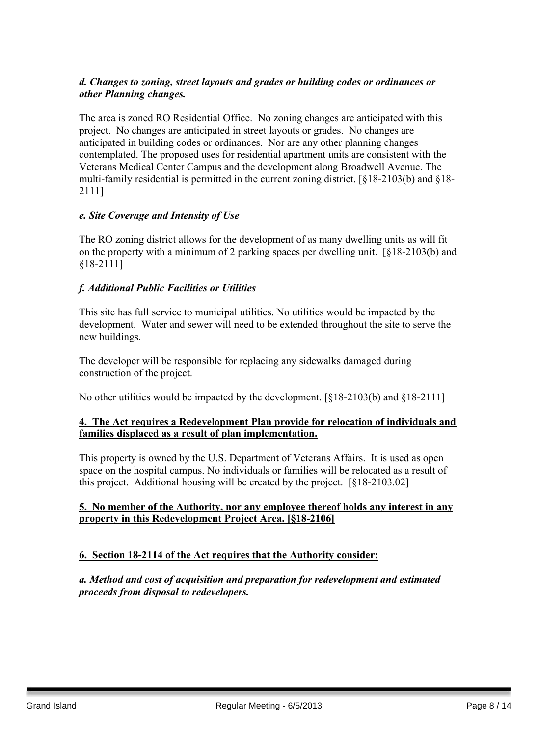***d. Changes to zoning, street layouts and grades or building codes or ordinances or other Planning changes.***

The area is zoned RO Residential Office. No zoning changes are anticipated with this project. No changes are anticipated in street layouts or grades. No changes are anticipated in building codes or ordinances. Nor are any other planning changes contemplated. The proposed uses for residential apartment units are consistent with the Veterans Medical Center Campus and the development along Broadwell Avenue. The multi-family residential is permitted in the current zoning district. [§18-2103(b) and §18-2111]

***e. Site Coverage and Intensity of Use***

The RO zoning district allows for the development of as many dwelling units as will fit on the property with a minimum of 2 parking spaces per dwelling unit. [§18-2103(b) and §18-2111]

***f. Additional Public Facilities or Utilities***

This site has full service to municipal utilities. No utilities would be impacted by the development. Water and sewer will need to be extended throughout the site to serve the new buildings.

The developer will be responsible for replacing any sidewalks damaged during construction of the project.

No other utilities would be impacted by the development. [§18-2103(b) and §18-2111]

**4. The Act requires a Redevelopment Plan provide for relocation of individuals and families displaced as a result of plan implementation.**

This property is owned by the U.S. Department of Veterans Affairs. It is used as open space on the hospital campus. No individuals or families will be relocated as a result of this project. Additional housing will be created by the project. [§18-2103.02]

**5. No member of the Authority, nor any employee thereof holds any interest in any property in this Redevelopment Project Area. [§18-2106]**

**6. Section 18-2114 of the Act requires that the Authority consider:**

***a. Method and cost of acquisition and preparation for redevelopment and estimated proceeds from disposal to redevelopers.***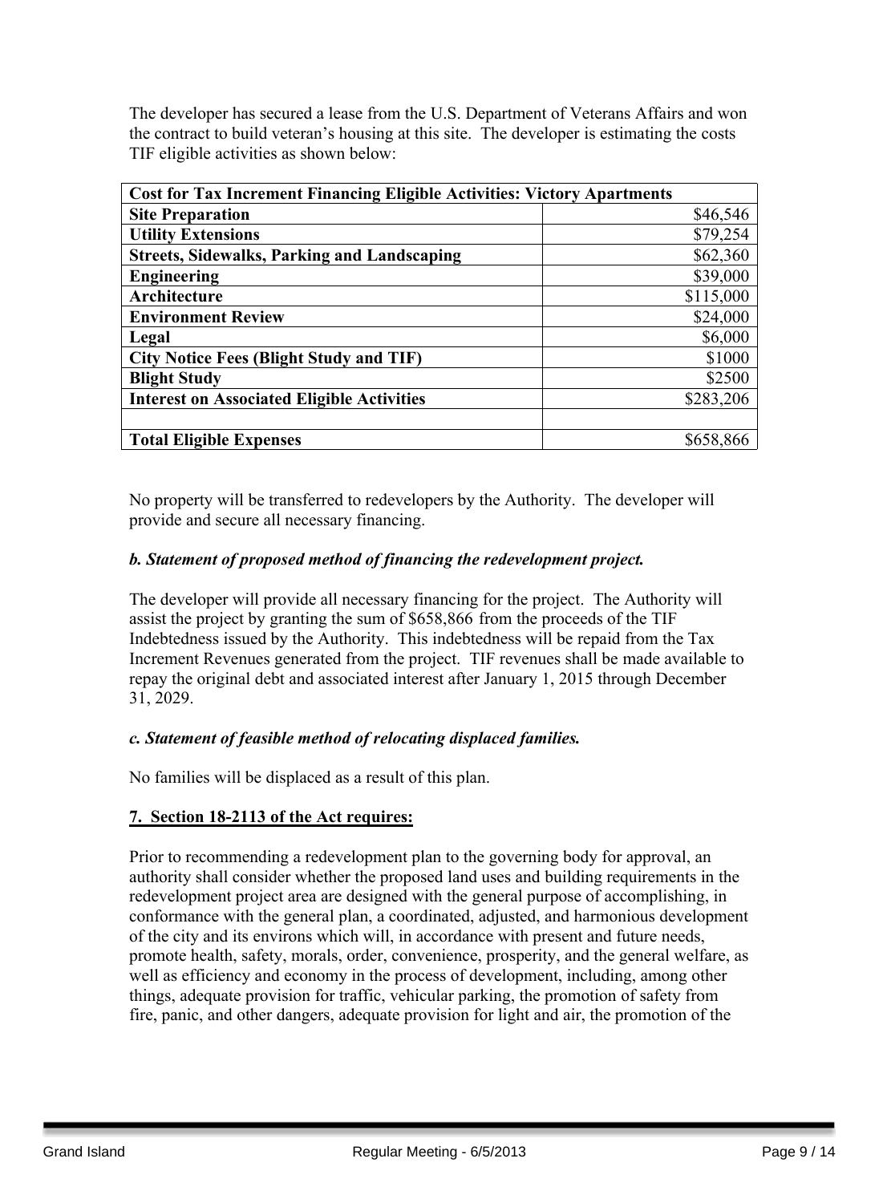The developer has secured a lease from the U.S. Department of Veterans Affairs and won the contract to build veteran's housing at this site. The developer is estimating the costs TIF eligible activities as shown below:

| **Cost for Tax Increment Financing Eligible Activities: Victory Apartments** | |
|---|---|
| **Site Preparation** | $46,546 |
| **Utility Extensions** | $79,254 |
| **Streets, Sidewalks, Parking and Landscaping** | $62,360 |
| **Engineering** | $39,000 |
| **Architecture** | $115,000 |
| **Environment Review** | $24,000 |
| **Legal** | $6,000 |
| **City Notice Fees (Blight Study and TIF)** | $1000 |
| **Blight Study** | $2500 |
| **Interest on Associated Eligible Activities** | $283,206 |
| | |
| **Total Eligible Expenses** | $658,866 |

No property will be transferred to redevelopers by the Authority. The developer will provide and secure all necessary financing.

***b. Statement of proposed method of financing the redevelopment project.***

The developer will provide all necessary financing for the project. The Authority will assist the project by granting the sum of $658,866 from the proceeds of the TIF Indebtedness issued by the Authority. This indebtedness will be repaid from the Tax Increment Revenues generated from the project. TIF revenues shall be made available to repay the original debt and associated interest after January 1, 2015 through December 31, 2029.

***c. Statement of feasible method of relocating displaced families.***

No families will be displaced as a result of this plan.

**7. Section 18-2113 of the Act requires:**

Prior to recommending a redevelopment plan to the governing body for approval, an authority shall consider whether the proposed land uses and building requirements in the redevelopment project area are designed with the general purpose of accomplishing, in conformance with the general plan, a coordinated, adjusted, and harmonious development of the city and its environs which will, in accordance with present and future needs, promote health, safety, morals, order, convenience, prosperity, and the general welfare, as well as efficiency and economy in the process of development, including, among other things, adequate provision for traffic, vehicular parking, the promotion of safety from fire, panic, and other dangers, adequate provision for light and air, the promotion of the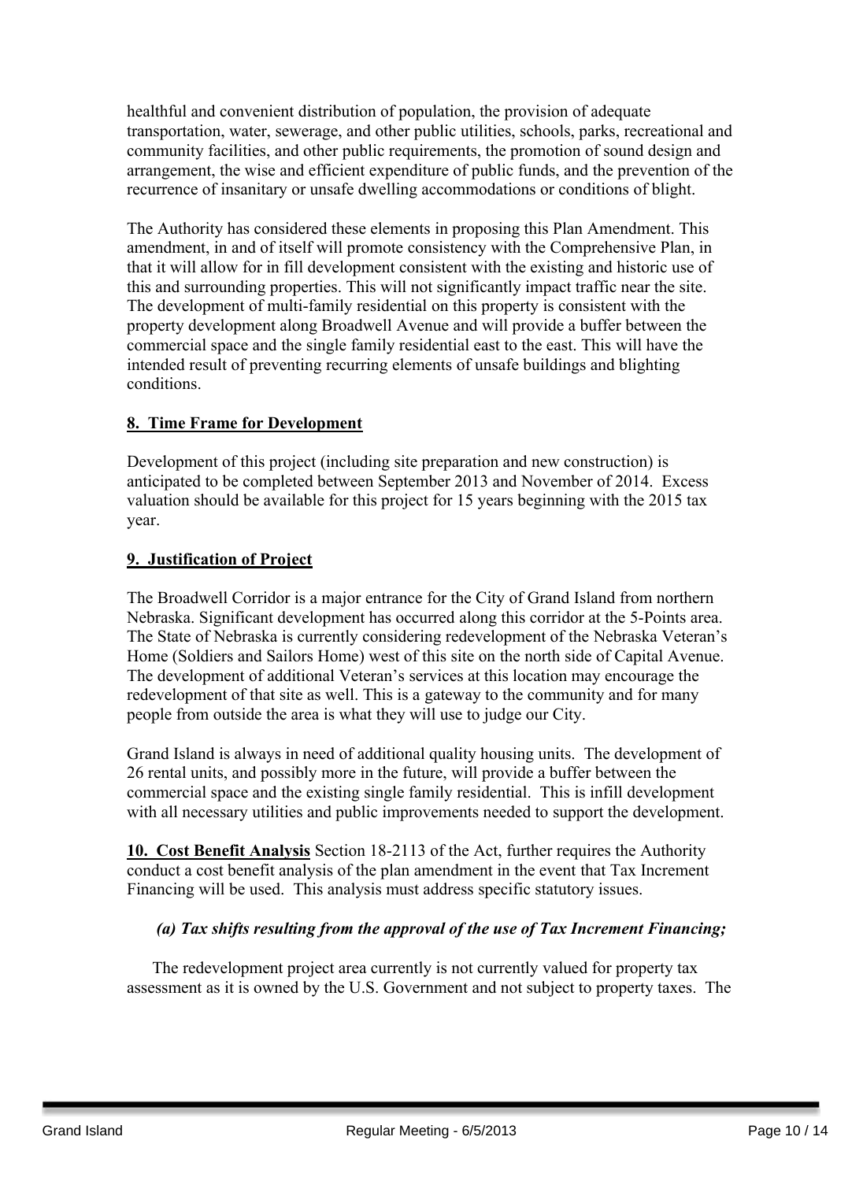healthful and convenient distribution of population, the provision of adequate transportation, water, sewerage, and other public utilities, schools, parks, recreational and community facilities, and other public requirements, the promotion of sound design and arrangement, the wise and efficient expenditure of public funds, and the prevention of the recurrence of insanitary or unsafe dwelling accommodations or conditions of blight.

The Authority has considered these elements in proposing this Plan Amendment. This amendment, in and of itself will promote consistency with the Comprehensive Plan, in that it will allow for in fill development consistent with the existing and historic use of this and surrounding properties. This will not significantly impact traffic near the site. The development of multi-family residential on this property is consistent with the property development along Broadwell Avenue and will provide a buffer between the commercial space and the single family residential east to the east. This will have the intended result of preventing recurring elements of unsafe buildings and blighting conditions.

## 8. Time Frame for Development

Development of this project (including site preparation and new construction) is anticipated to be completed between September 2013 and November of 2014. Excess valuation should be available for this project for 15 years beginning with the 2015 tax year.

## 9. Justification of Project

The Broadwell Corridor is a major entrance for the City of Grand Island from northern Nebraska. Significant development has occurred along this corridor at the 5-Points area. The State of Nebraska is currently considering redevelopment of the Nebraska Veteran's Home (Soldiers and Sailors Home) west of this site on the north side of Capital Avenue. The development of additional Veteran's services at this location may encourage the redevelopment of that site as well. This is a gateway to the community and for many people from outside the area is what they will use to judge our City.

Grand Island is always in need of additional quality housing units. The development of 26 rental units, and possibly more in the future, will provide a buffer between the commercial space and the existing single family residential. This is infill development with all necessary utilities and public improvements needed to support the development.

**10. Cost Benefit Analysis** Section 18-2113 of the Act, further requires the Authority conduct a cost benefit analysis of the plan amendment in the event that Tax Increment Financing will be used. This analysis must address specific statutory issues.

***(a) Tax shifts resulting from the approval of the use of Tax Increment Financing;***

The redevelopment project area currently is not currently valued for property tax assessment as it is owned by the U.S. Government and not subject to property taxes. The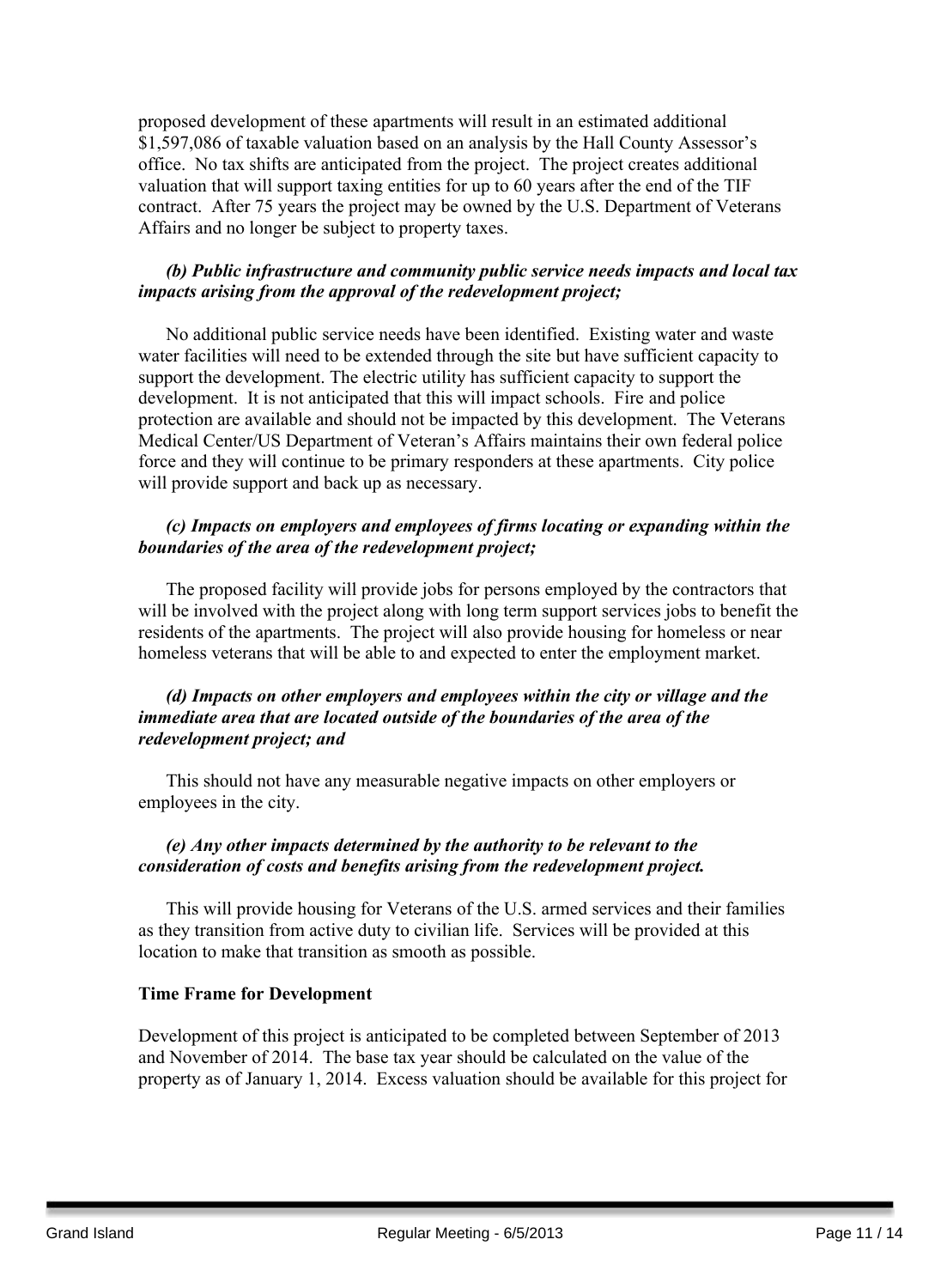proposed development of these apartments will result in an estimated additional $1,597,086 of taxable valuation based on an analysis by the Hall County Assessor's office. No tax shifts are anticipated from the project. The project creates additional valuation that will support taxing entities for up to 60 years after the end of the TIF contract. After 75 years the project may be owned by the U.S. Department of Veterans Affairs and no longer be subject to property taxes.

***(b) Public infrastructure and community public service needs impacts and local tax impacts arising from the approval of the redevelopment project;***

No additional public service needs have been identified. Existing water and waste water facilities will need to be extended through the site but have sufficient capacity to support the development. The electric utility has sufficient capacity to support the development. It is not anticipated that this will impact schools. Fire and police protection are available and should not be impacted by this development. The Veterans Medical Center/US Department of Veteran's Affairs maintains their own federal police force and they will continue to be primary responders at these apartments. City police will provide support and back up as necessary.

***(c) Impacts on employers and employees of firms locating or expanding within the boundaries of the area of the redevelopment project;***

The proposed facility will provide jobs for persons employed by the contractors that will be involved with the project along with long term support services jobs to benefit the residents of the apartments. The project will also provide housing for homeless or near homeless veterans that will be able to and expected to enter the employment market.

***(d) Impacts on other employers and employees within the city or village and the immediate area that are located outside of the boundaries of the area of the redevelopment project; and***

This should not have any measurable negative impacts on other employers or employees in the city.

***(e) Any other impacts determined by the authority to be relevant to the consideration of costs and benefits arising from the redevelopment project.***

This will provide housing for Veterans of the U.S. armed services and their families as they transition from active duty to civilian life. Services will be provided at this location to make that transition as smooth as possible.

**Time Frame for Development**

Development of this project is anticipated to be completed between September of 2013 and November of 2014. The base tax year should be calculated on the value of the property as of January 1, 2014. Excess valuation should be available for this project for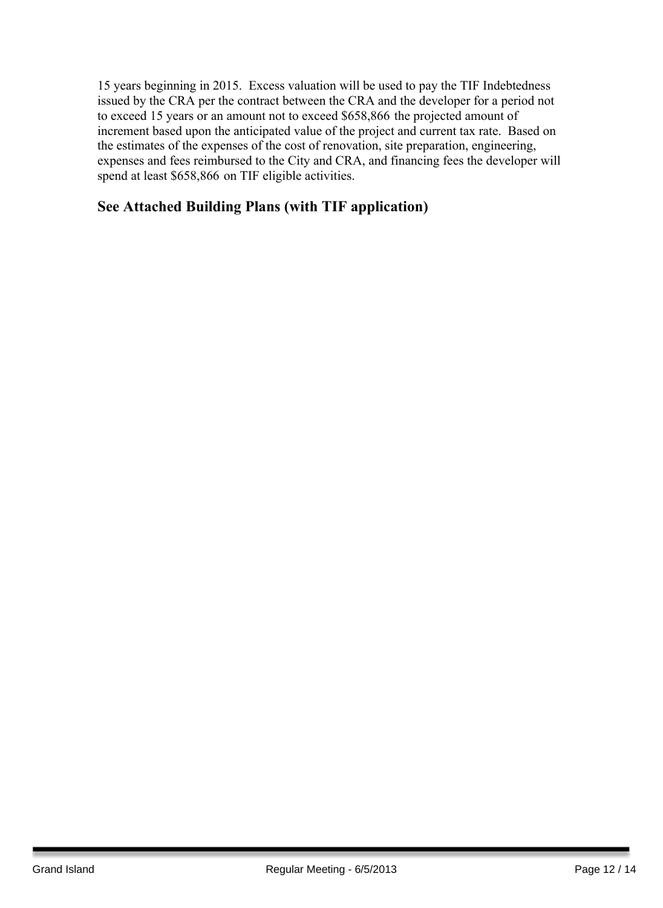15 years beginning in 2015. Excess valuation will be used to pay the TIF Indebtedness issued by the CRA per the contract between the CRA and the developer for a period not to exceed 15 years or an amount not to exceed $658,866 the projected amount of increment based upon the anticipated value of the project and current tax rate. Based on the estimates of the expenses of the cost of renovation, site preparation, engineering, expenses and fees reimbursed to the City and CRA, and financing fees the developer will spend at least $658,866 on TIF eligible activities.

**See Attached Building Plans (with TIF application)**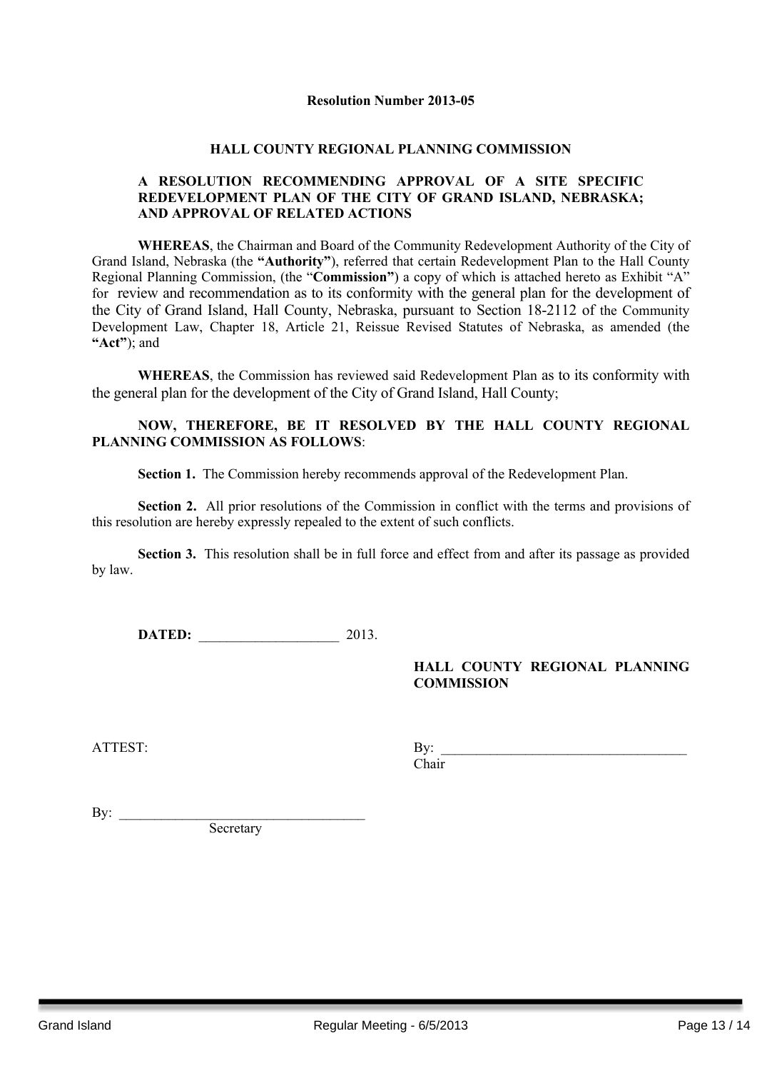**Resolution Number 2013-05**

**HALL COUNTY REGIONAL PLANNING COMMISSION**

**A RESOLUTION RECOMMENDING APPROVAL OF A SITE SPECIFIC REDEVELOPMENT PLAN OF THE CITY OF GRAND ISLAND, NEBRASKA; AND APPROVAL OF RELATED ACTIONS**

**WHEREAS**, the Chairman and Board of the Community Redevelopment Authority of the City of Grand Island, Nebraska (the **"Authority"**), referred that certain Redevelopment Plan to the Hall County Regional Planning Commission, (the "**Commission"**) a copy of which is attached hereto as Exhibit "A" for review and recommendation as to its conformity with the general plan for the development of the City of Grand Island, Hall County, Nebraska, pursuant to Section 18-2112 of the Community Development Law, Chapter 18, Article 21, Reissue Revised Statutes of Nebraska, as amended (the **"Act"**); and

**WHEREAS**, the Commission has reviewed said Redevelopment Plan as to its conformity with the general plan for the development of the City of Grand Island, Hall County;

**NOW, THEREFORE, BE IT RESOLVED BY THE HALL COUNTY REGIONAL PLANNING COMMISSION AS FOLLOWS**:

**Section 1.** The Commission hereby recommends approval of the Redevelopment Plan.

**Section 2.** All prior resolutions of the Commission in conflict with the terms and provisions of this resolution are hereby expressly repealed to the extent of such conflicts.

**Section 3.** This resolution shall be in full force and effect from and after its passage as provided by law.

**DATED:** ____________________ 2013.

**HALL COUNTY REGIONAL PLANNING COMMISSION**

ATTEST:

By: ___________________________________
Chair

By: ___________________________________
Secretary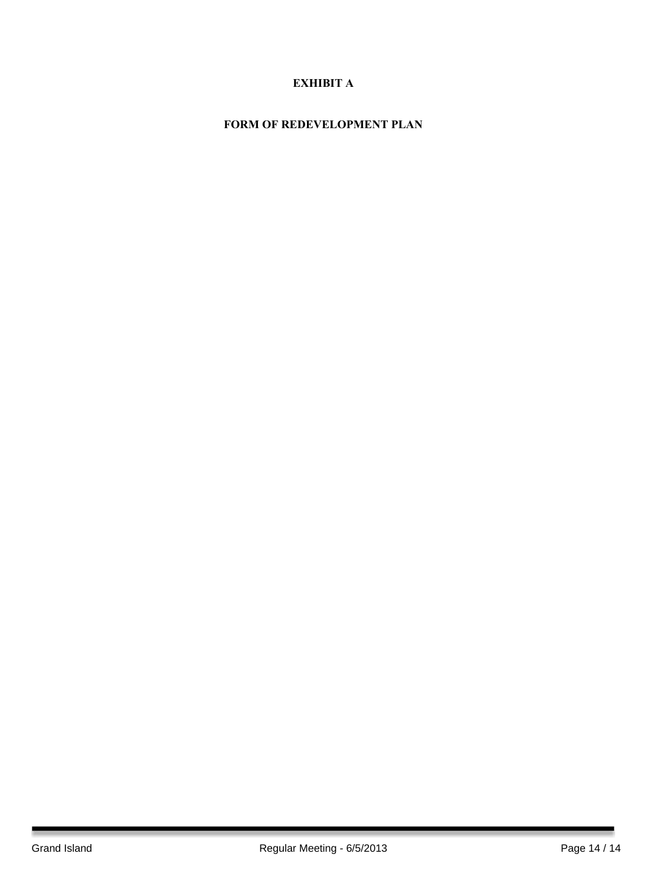**EXHIBIT A**

**FORM OF REDEVELOPMENT PLAN**